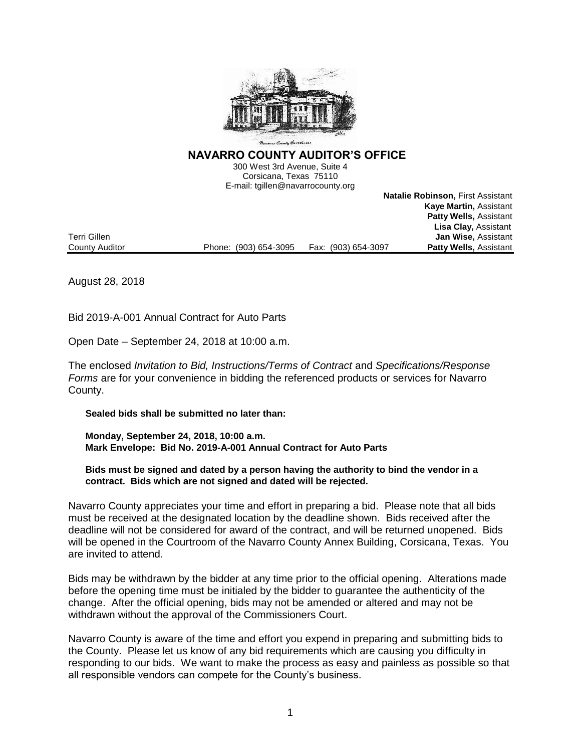# NAVARRO COUNTY AUDITOR'S OFFICE

300 West 3rd Avenue, Suite 4
Corsicana, Texas 75110
E-mail: tgillen@navarrocounty.org

**Natalie Robinson,** First Assistant
**Kaye Martin,** Assistant
**Patty Wells,** Assistant
**Lisa Clay,** Assistant
**Jan Wise,** Assistant
**Patty Wells,** Assistant

Terri Gillen
County Auditor

Phone: (903) 654-3095 Fax: (903) 654-3097

August 28, 2018

Bid 2019-A-001 Annual Contract for Auto Parts

Open Date – September 24, 2018 at 10:00 a.m.

The enclosed *Invitation to Bid, Instructions/Terms of Contract* and *Specifications/Response Forms* are for your convenience in bidding the referenced products or services for Navarro County.

**Sealed bids shall be submitted no later than:**

**Monday, September 24, 2018, 10:00 a.m.**
**Mark Envelope: Bid No. 2019-A-001 Annual Contract for Auto Parts**

**Bids must be signed and dated by a person having the authority to bind the vendor in a contract. Bids which are not signed and dated will be rejected.**

Navarro County appreciates your time and effort in preparing a bid. Please note that all bids must be received at the designated location by the deadline shown. Bids received after the deadline will not be considered for award of the contract, and will be returned unopened. Bids will be opened in the Courtroom of the Navarro County Annex Building, Corsicana, Texas. You are invited to attend.

Bids may be withdrawn by the bidder at any time prior to the official opening. Alterations made before the opening time must be initialed by the bidder to guarantee the authenticity of the change. After the official opening, bids may not be amended or altered and may not be withdrawn without the approval of the Commissioners Court.

Navarro County is aware of the time and effort you expend in preparing and submitting bids to the County. Please let us know of any bid requirements which are causing you difficulty in responding to our bids. We want to make the process as easy and painless as possible so that all responsible vendors can compete for the County's business.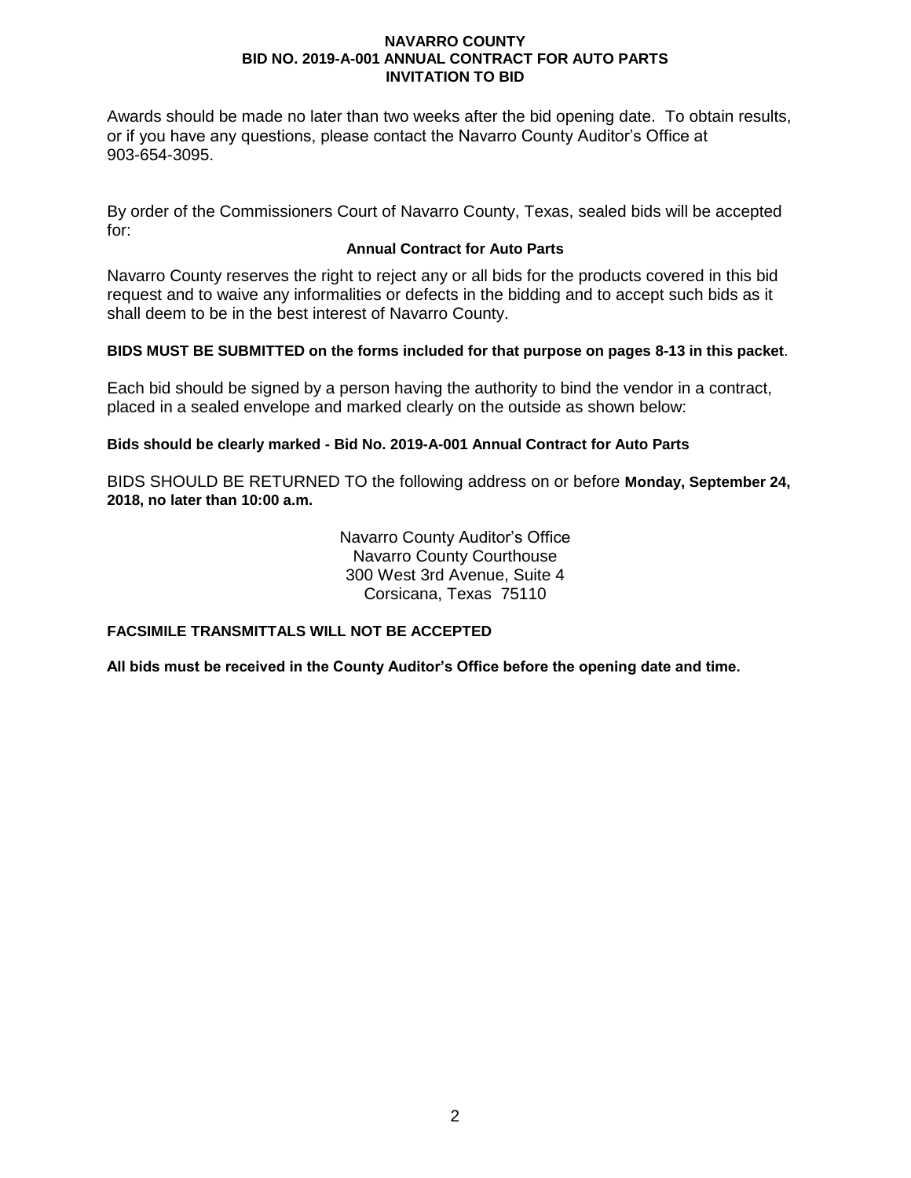Awards should be made no later than two weeks after the bid opening date. To obtain results, or if you have any questions, please contact the Navarro County Auditor's Office at 903-654-3095.

By order of the Commissioners Court of Navarro County, Texas, sealed bids will be accepted for:

**Annual Contract for Auto Parts**

Navarro County reserves the right to reject any or all bids for the products covered in this bid request and to waive any informalities or defects in the bidding and to accept such bids as it shall deem to be in the best interest of Navarro County.

**BIDS MUST BE SUBMITTED on the forms included for that purpose on pages 8-13 in this packet**.

Each bid should be signed by a person having the authority to bind the vendor in a contract, placed in a sealed envelope and marked clearly on the outside as shown below:

**Bids should be clearly marked - Bid No. 2019-A-001 Annual Contract for Auto Parts**

BIDS SHOULD BE RETURNED TO the following address on or before **Monday, September 24, 2018, no later than 10:00 a.m.**

Navarro County Auditor's Office
Navarro County Courthouse
300 West 3rd Avenue, Suite 4
Corsicana, Texas 75110

**FACSIMILE TRANSMITTALS WILL NOT BE ACCEPTED**

**All bids must be received in the County Auditor's Office before the opening date and time.**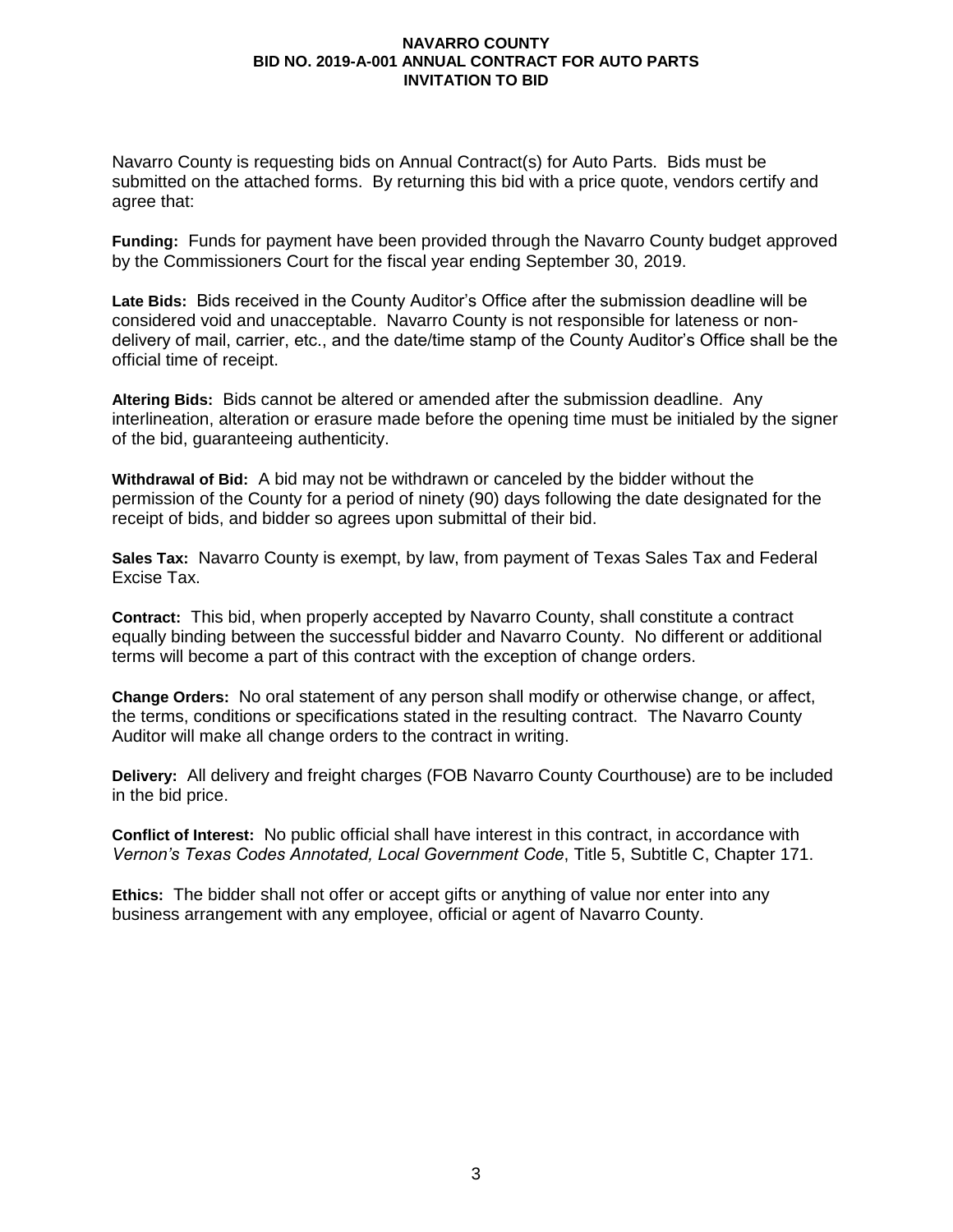# NAVARRO COUNTY
## BID NO. 2019-A-001 ANNUAL CONTRACT FOR AUTO PARTS
## INVITATION TO BID

Navarro County is requesting bids on Annual Contract(s) for Auto Parts. Bids must be submitted on the attached forms. By returning this bid with a price quote, vendors certify and agree that:

**Funding:** Funds for payment have been provided through the Navarro County budget approved by the Commissioners Court for the fiscal year ending September 30, 2019.

**Late Bids:** Bids received in the County Auditor's Office after the submission deadline will be considered void and unacceptable. Navarro County is not responsible for lateness or non-delivery of mail, carrier, etc., and the date/time stamp of the County Auditor's Office shall be the official time of receipt.

**Altering Bids:** Bids cannot be altered or amended after the submission deadline. Any interlineation, alteration or erasure made before the opening time must be initialed by the signer of the bid, guaranteeing authenticity.

**Withdrawal of Bid:** A bid may not be withdrawn or canceled by the bidder without the permission of the County for a period of ninety (90) days following the date designated for the receipt of bids, and bidder so agrees upon submittal of their bid.

**Sales Tax:** Navarro County is exempt, by law, from payment of Texas Sales Tax and Federal Excise Tax.

**Contract:** This bid, when properly accepted by Navarro County, shall constitute a contract equally binding between the successful bidder and Navarro County. No different or additional terms will become a part of this contract with the exception of change orders.

**Change Orders:** No oral statement of any person shall modify or otherwise change, or affect, the terms, conditions or specifications stated in the resulting contract. The Navarro County Auditor will make all change orders to the contract in writing.

**Delivery:** All delivery and freight charges (FOB Navarro County Courthouse) are to be included in the bid price.

**Conflict of Interest:** No public official shall have interest in this contract, in accordance with *Vernon's Texas Codes Annotated, Local Government Code*, Title 5, Subtitle C, Chapter 171.

**Ethics:** The bidder shall not offer or accept gifts or anything of value nor enter into any business arrangement with any employee, official or agent of Navarro County.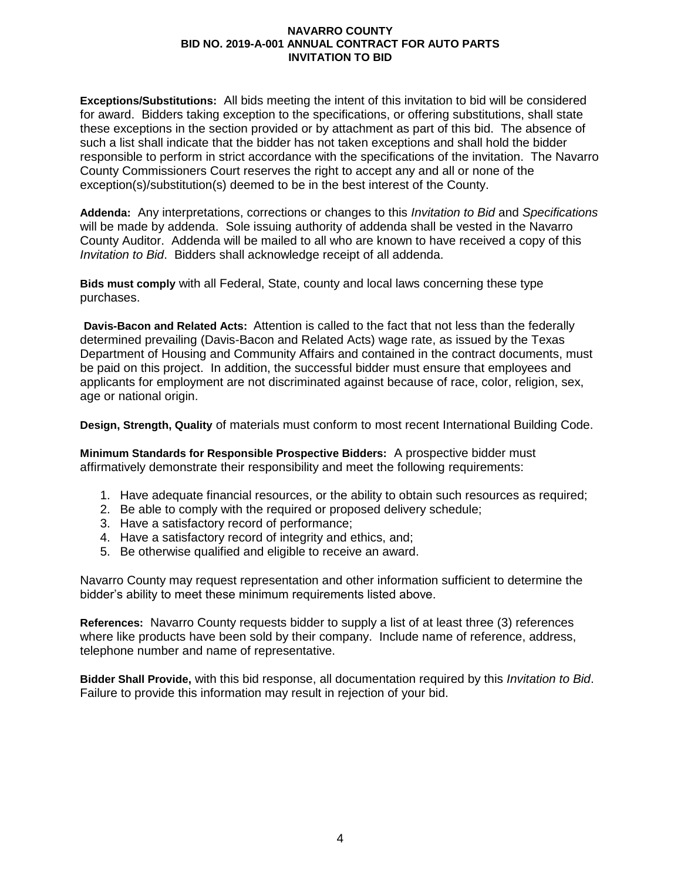**Exceptions/Substitutions:** All bids meeting the intent of this invitation to bid will be considered for award. Bidders taking exception to the specifications, or offering substitutions, shall state these exceptions in the section provided or by attachment as part of this bid. The absence of such a list shall indicate that the bidder has not taken exceptions and shall hold the bidder responsible to perform in strict accordance with the specifications of the invitation. The Navarro County Commissioners Court reserves the right to accept any and all or none of the exception(s)/substitution(s) deemed to be in the best interest of the County.

**Addenda:** Any interpretations, corrections or changes to this *Invitation to Bid* and *Specifications* will be made by addenda. Sole issuing authority of addenda shall be vested in the Navarro County Auditor. Addenda will be mailed to all who are known to have received a copy of this *Invitation to Bid*. Bidders shall acknowledge receipt of all addenda.

**Bids must comply** with all Federal, State, county and local laws concerning these type purchases.

**Davis-Bacon and Related Acts:** Attention is called to the fact that not less than the federally determined prevailing (Davis-Bacon and Related Acts) wage rate, as issued by the Texas Department of Housing and Community Affairs and contained in the contract documents, must be paid on this project. In addition, the successful bidder must ensure that employees and applicants for employment are not discriminated against because of race, color, religion, sex, age or national origin.

**Design, Strength, Quality** of materials must conform to most recent International Building Code.

**Minimum Standards for Responsible Prospective Bidders:** A prospective bidder must affirmatively demonstrate their responsibility and meet the following requirements:

1. Have adequate financial resources, or the ability to obtain such resources as required;
2. Be able to comply with the required or proposed delivery schedule;
3. Have a satisfactory record of performance;
4. Have a satisfactory record of integrity and ethics, and;
5. Be otherwise qualified and eligible to receive an award.

Navarro County may request representation and other information sufficient to determine the bidder's ability to meet these minimum requirements listed above.

**References:** Navarro County requests bidder to supply a list of at least three (3) references where like products have been sold by their company. Include name of reference, address, telephone number and name of representative.

**Bidder Shall Provide,** with this bid response, all documentation required by this *Invitation to Bid*. Failure to provide this information may result in rejection of your bid.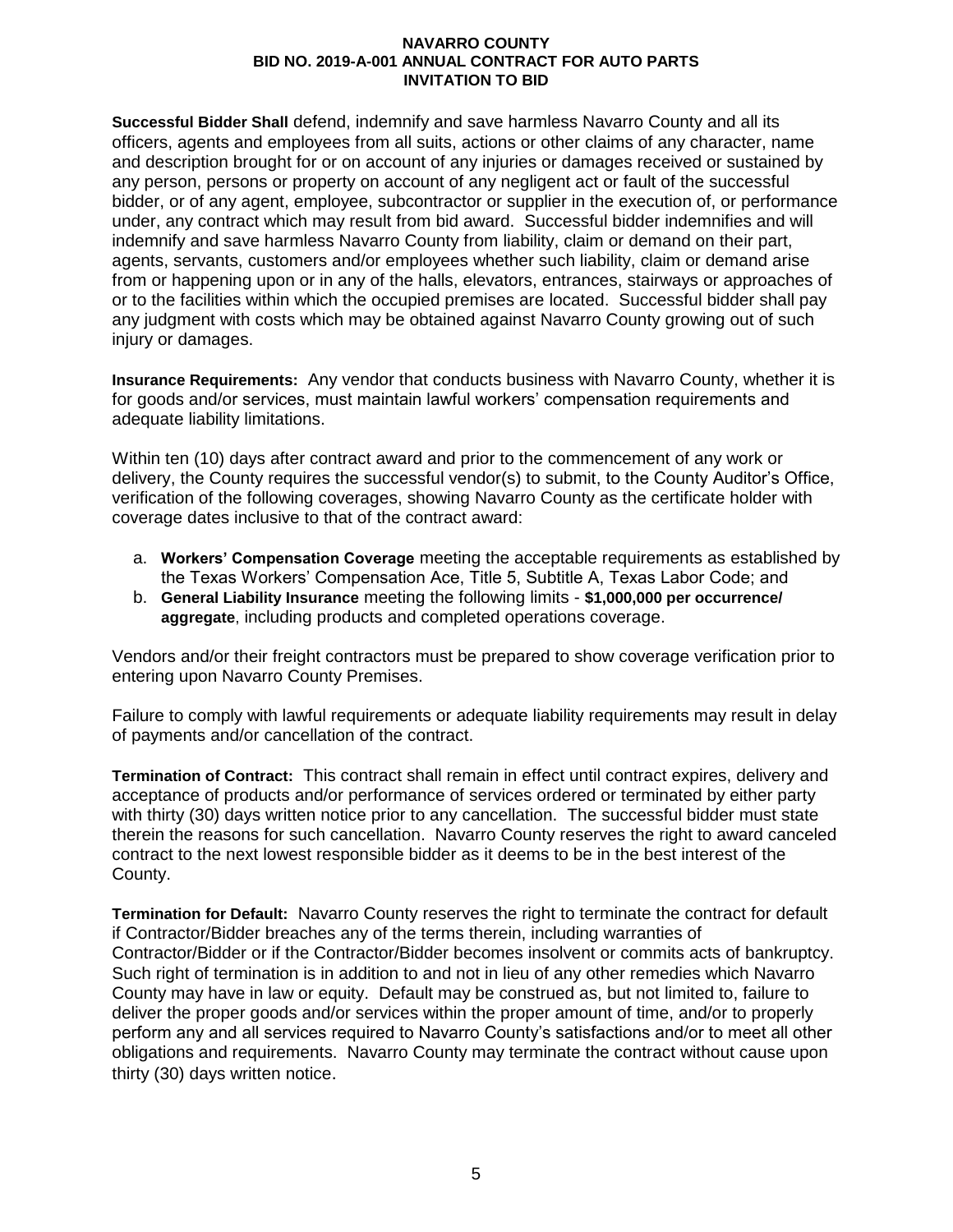**Successful Bidder Shall** defend, indemnify and save harmless Navarro County and all its officers, agents and employees from all suits, actions or other claims of any character, name and description brought for or on account of any injuries or damages received or sustained by any person, persons or property on account of any negligent act or fault of the successful bidder, or of any agent, employee, subcontractor or supplier in the execution of, or performance under, any contract which may result from bid award. Successful bidder indemnifies and will indemnify and save harmless Navarro County from liability, claim or demand on their part, agents, servants, customers and/or employees whether such liability, claim or demand arise from or happening upon or in any of the halls, elevators, entrances, stairways or approaches of or to the facilities within which the occupied premises are located. Successful bidder shall pay any judgment with costs which may be obtained against Navarro County growing out of such injury or damages.

**Insurance Requirements:** Any vendor that conducts business with Navarro County, whether it is for goods and/or services, must maintain lawful workers' compensation requirements and adequate liability limitations.

Within ten (10) days after contract award and prior to the commencement of any work or delivery, the County requires the successful vendor(s) to submit, to the County Auditor's Office, verification of the following coverages, showing Navarro County as the certificate holder with coverage dates inclusive to that of the contract award:

a. **Workers' Compensation Coverage** meeting the acceptable requirements as established by the Texas Workers' Compensation Ace, Title 5, Subtitle A, Texas Labor Code; and
b. **General Liability Insurance** meeting the following limits - **$1,000,000 per occurrence/ aggregate**, including products and completed operations coverage.

Vendors and/or their freight contractors must be prepared to show coverage verification prior to entering upon Navarro County Premises.

Failure to comply with lawful requirements or adequate liability requirements may result in delay of payments and/or cancellation of the contract.

**Termination of Contract:** This contract shall remain in effect until contract expires, delivery and acceptance of products and/or performance of services ordered or terminated by either party with thirty (30) days written notice prior to any cancellation. The successful bidder must state therein the reasons for such cancellation. Navarro County reserves the right to award canceled contract to the next lowest responsible bidder as it deems to be in the best interest of the County.

**Termination for Default:** Navarro County reserves the right to terminate the contract for default if Contractor/Bidder breaches any of the terms therein, including warranties of Contractor/Bidder or if the Contractor/Bidder becomes insolvent or commits acts of bankruptcy. Such right of termination is in addition to and not in lieu of any other remedies which Navarro County may have in law or equity. Default may be construed as, but not limited to, failure to deliver the proper goods and/or services within the proper amount of time, and/or to properly perform any and all services required to Navarro County's satisfactions and/or to meet all other obligations and requirements. Navarro County may terminate the contract without cause upon thirty (30) days written notice.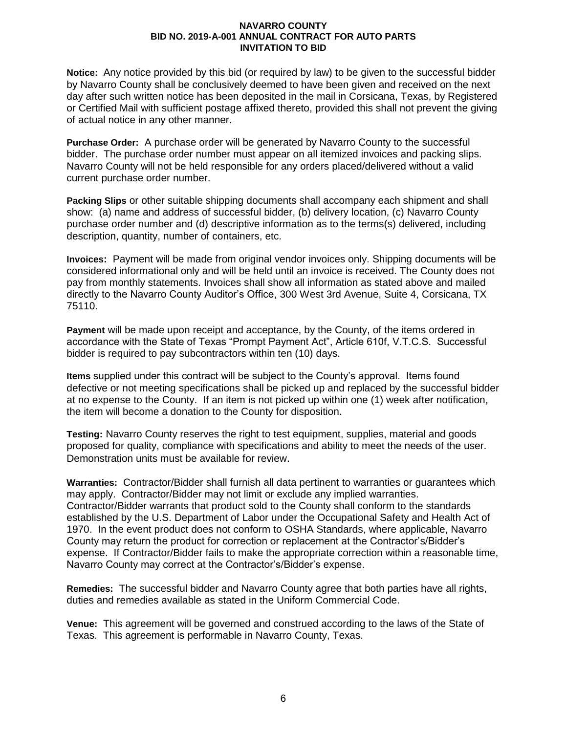**Notice:** Any notice provided by this bid (or required by law) to be given to the successful bidder by Navarro County shall be conclusively deemed to have been given and received on the next day after such written notice has been deposited in the mail in Corsicana, Texas, by Registered or Certified Mail with sufficient postage affixed thereto, provided this shall not prevent the giving of actual notice in any other manner.

**Purchase Order:** A purchase order will be generated by Navarro County to the successful bidder. The purchase order number must appear on all itemized invoices and packing slips. Navarro County will not be held responsible for any orders placed/delivered without a valid current purchase order number.

**Packing Slips** or other suitable shipping documents shall accompany each shipment and shall show: (a) name and address of successful bidder, (b) delivery location, (c) Navarro County purchase order number and (d) descriptive information as to the terms(s) delivered, including description, quantity, number of containers, etc.

**Invoices:** Payment will be made from original vendor invoices only. Shipping documents will be considered informational only and will be held until an invoice is received. The County does not pay from monthly statements. Invoices shall show all information as stated above and mailed directly to the Navarro County Auditor's Office, 300 West 3rd Avenue, Suite 4, Corsicana, TX 75110.

**Payment** will be made upon receipt and acceptance, by the County, of the items ordered in accordance with the State of Texas "Prompt Payment Act", Article 610f, V.T.C.S. Successful bidder is required to pay subcontractors within ten (10) days.

**Items** supplied under this contract will be subject to the County's approval. Items found defective or not meeting specifications shall be picked up and replaced by the successful bidder at no expense to the County. If an item is not picked up within one (1) week after notification, the item will become a donation to the County for disposition.

**Testing:** Navarro County reserves the right to test equipment, supplies, material and goods proposed for quality, compliance with specifications and ability to meet the needs of the user. Demonstration units must be available for review.

**Warranties:** Contractor/Bidder shall furnish all data pertinent to warranties or guarantees which may apply. Contractor/Bidder may not limit or exclude any implied warranties. Contractor/Bidder warrants that product sold to the County shall conform to the standards established by the U.S. Department of Labor under the Occupational Safety and Health Act of 1970. In the event product does not conform to OSHA Standards, where applicable, Navarro County may return the product for correction or replacement at the Contractor's/Bidder's expense. If Contractor/Bidder fails to make the appropriate correction within a reasonable time, Navarro County may correct at the Contractor's/Bidder's expense.

**Remedies:** The successful bidder and Navarro County agree that both parties have all rights, duties and remedies available as stated in the Uniform Commercial Code.

**Venue:** This agreement will be governed and construed according to the laws of the State of Texas. This agreement is performable in Navarro County, Texas.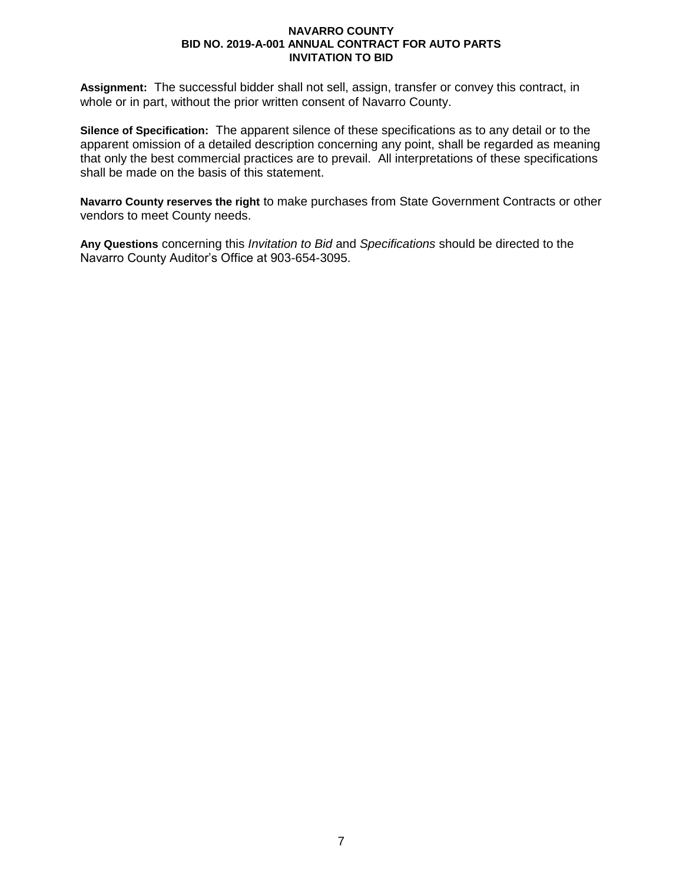**Assignment:** The successful bidder shall not sell, assign, transfer or convey this contract, in whole or in part, without the prior written consent of Navarro County.

**Silence of Specification:** The apparent silence of these specifications as to any detail or to the apparent omission of a detailed description concerning any point, shall be regarded as meaning that only the best commercial practices are to prevail. All interpretations of these specifications shall be made on the basis of this statement.

**Navarro County reserves the right** to make purchases from State Government Contracts or other vendors to meet County needs.

**Any Questions** concerning this *Invitation to Bid* and *Specifications* should be directed to the Navarro County Auditor's Office at 903-654-3095.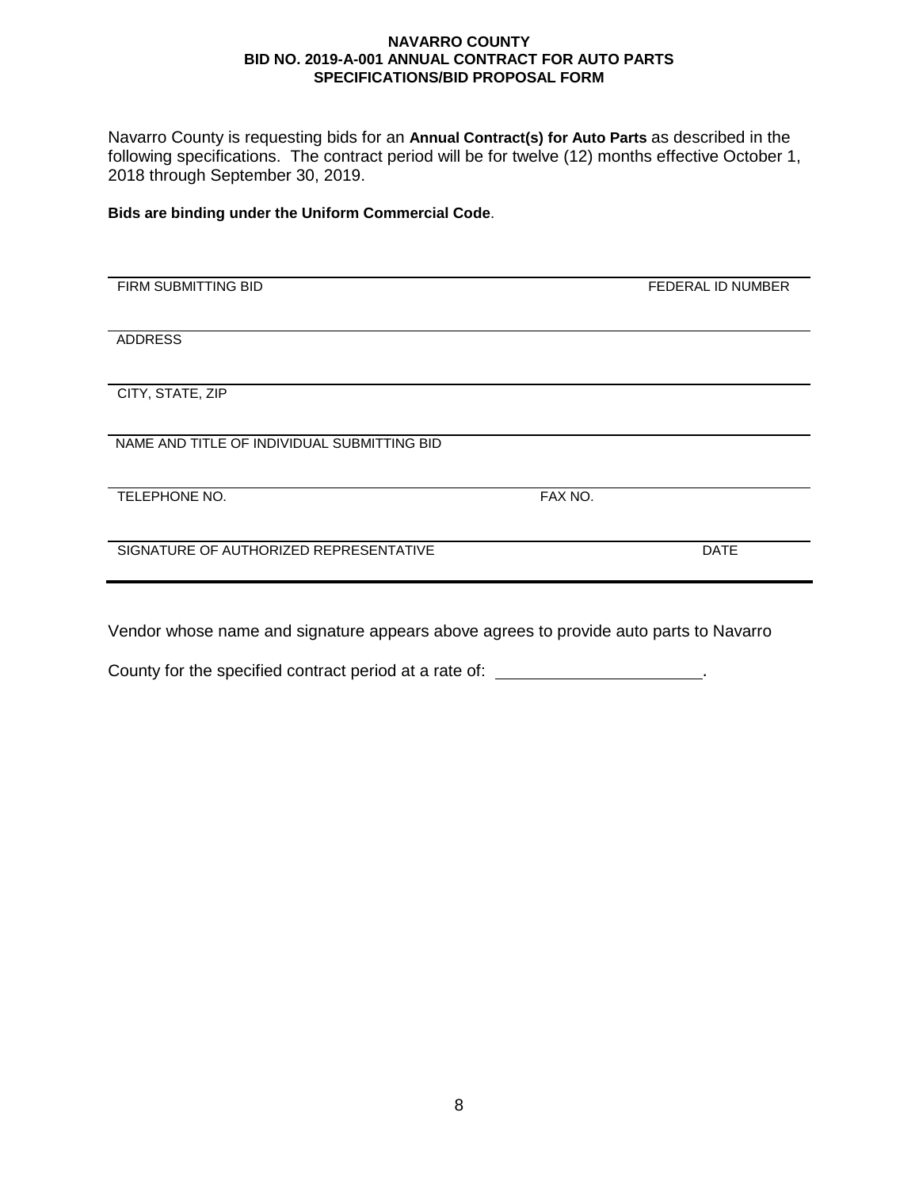**NAVARRO COUNTY**
**BID NO. 2019-A-001 ANNUAL CONTRACT FOR AUTO PARTS**
**SPECIFICATIONS/BID PROPOSAL FORM**

Navarro County is requesting bids for an **Annual Contract(s) for Auto Parts** as described in the following specifications. The contract period will be for twelve (12) months effective October 1, 2018 through September 30, 2019.

**Bids are binding under the Uniform Commercial Code**.

| | |
|---|---|
| FIRM SUBMITTING BID | FEDERAL ID NUMBER |
| ADDRESS | |
| CITY, STATE, ZIP | |
| NAME AND TITLE OF INDIVIDUAL SUBMITTING BID | |
| TELEPHONE NO. | FAX NO. |
| SIGNATURE OF AUTHORIZED REPRESENTATIVE | DATE |

Vendor whose name and signature appears above agrees to provide auto parts to Navarro County for the specified contract period at a rate of: ______________________.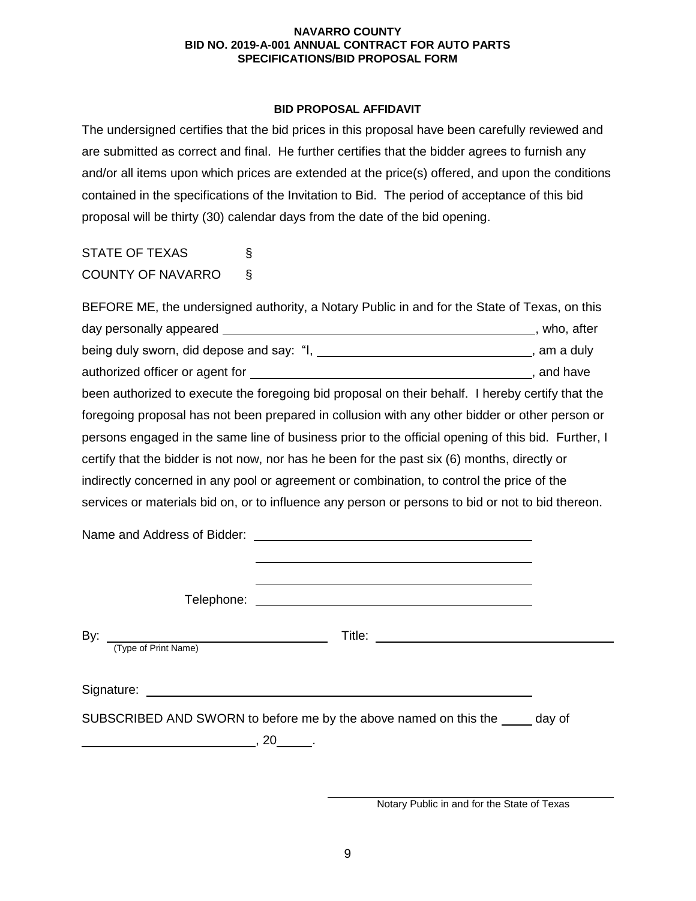**NAVARRO COUNTY**
**BID NO. 2019-A-001 ANNUAL CONTRACT FOR AUTO PARTS**
**SPECIFICATIONS/BID PROPOSAL FORM**

**BID PROPOSAL AFFIDAVIT**

The undersigned certifies that the bid prices in this proposal have been carefully reviewed and are submitted as correct and final. He further certifies that the bidder agrees to furnish any and/or all items upon which prices are extended at the price(s) offered, and upon the conditions contained in the specifications of the Invitation to Bid. The period of acceptance of this bid proposal will be thirty (30) calendar days from the date of the bid opening.

STATE OF TEXAS §
COUNTY OF NAVARRO §

BEFORE ME, the undersigned authority, a Notary Public in and for the State of Texas, on this day personally appeared ____________________________________, who, after being duly sworn, did depose and say: "I, ________________________, am a duly authorized officer or agent for ________________________________, and have been authorized to execute the foregoing bid proposal on their behalf. I hereby certify that the foregoing proposal has not been prepared in collusion with any other bidder or other person or persons engaged in the same line of business prior to the official opening of this bid. Further, I certify that the bidder is not now, nor has he been for the past six (6) months, directly or indirectly concerned in any pool or agreement or combination, to control the price of the services or materials bid on, or to influence any person or persons to bid or not to bid thereon.

Name and Address of Bidder: ____________________________________

____________________________________

____________________________________

Telephone: ____________________________________

By: ____________________________ Title: ____________________________
(Type of Print Name)

Signature: ________________________________________________

SUBSCRIBED AND SWORN to before me by the above named on this the ____ day of ____________________, 20_____.

____________________________________
Notary Public in and for the State of Texas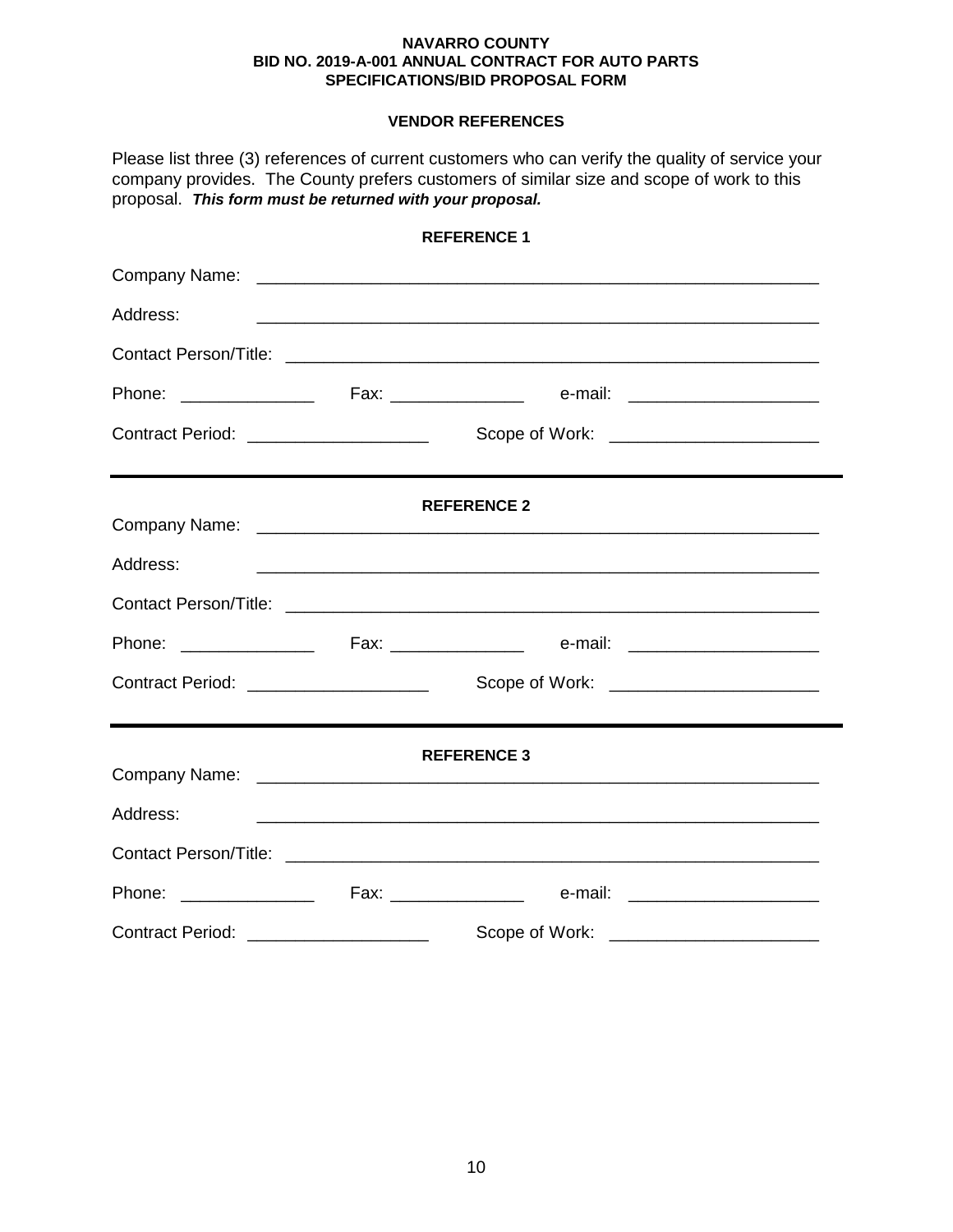**NAVARRO COUNTY**
**BID NO. 2019-A-001 ANNUAL CONTRACT FOR AUTO PARTS**
**SPECIFICATIONS/BID PROPOSAL FORM**

## VENDOR REFERENCES

Please list three (3) references of current customers who can verify the quality of service your company provides. The County prefers customers of similar size and scope of work to this proposal. ***This form must be returned with your proposal.***

### REFERENCE 1

Company Name: ____________________________________________________________

Address: ____________________________________________________________

Contact Person/Title: ____________________________________________________________

Phone: ______________ Fax: ______________ e-mail: ____________________

Contract Period: ___________________ Scope of Work: _____________________

---

### REFERENCE 2

Company Name: ____________________________________________________________

Address: ____________________________________________________________

Contact Person/Title: ____________________________________________________________

Phone: ______________ Fax: ______________ e-mail: ____________________

Contract Period: ___________________ Scope of Work: _____________________

---

### REFERENCE 3

Company Name: ____________________________________________________________

Address: ____________________________________________________________

Contact Person/Title: ____________________________________________________________

Phone: ______________ Fax: ______________ e-mail: ____________________

Contract Period: ___________________ Scope of Work: _____________________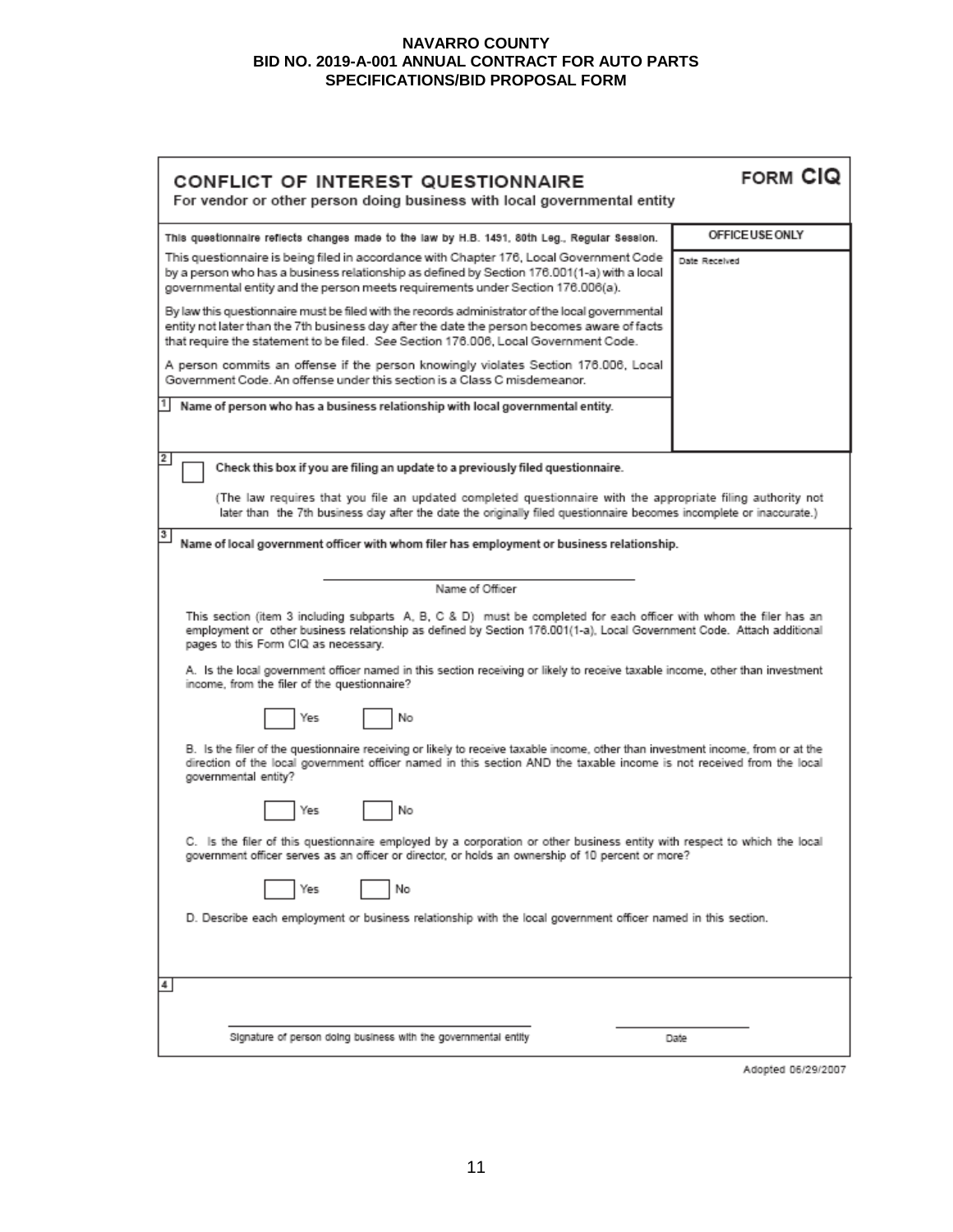# CONFLICT OF INTEREST QUESTIONNAIRE

**FORM CIQ**

For vendor or other person doing business with local governmental entity

| | OFFICE USE ONLY |
|---|---|
| This questionnaire reflects changes made to the law by H.B. 1491, 80th Leg., Regular Session. | Date Received |
| This questionnaire is being filed in accordance with Chapter 176, Local Government Code by a person who has a business relationship as defined by Section 176.001(1-a) with a local governmental entity and the person meets requirements under Section 176.006(a). | |
| By law this questionnaire must be filed with the records administrator of the local governmental entity not later than the 7th business day after the date the person becomes aware of facts that require the statement to be filed. *See* Section 176.006, Local Government Code. | |
| A person commits an offense if the person knowingly violates Section 176.006, Local Government Code. An offense under this section is a Class C misdemeanor. | |

**1** **Name of person who has a business relationship with local governmental entity.**

**2** ☐ **Check this box if you are filing an update to a previously filed questionnaire.**

(The law requires that you file an updated completed questionnaire with the appropriate filing authority not later than the 7th business day after the date the originally filed questionnaire becomes incomplete or inaccurate.)

**3** **Name of local government officer with whom filer has employment or business relationship.**

______________________________
Name of Officer

This section (item 3 including subparts A, B, C & D) must be completed for each officer with whom the filer has an employment or other business relationship as defined by Section 176.001(1-a), Local Government Code. Attach additional pages to this Form CIQ as necessary.

A. Is the local government officer named in this section receiving or likely to receive taxable income, other than investment income, from the filer of the questionnaire?

☐ Yes ☐ No

B. Is the filer of the questionnaire receiving or likely to receive taxable income, other than investment income, from or at the direction of the local government officer named in this section AND the taxable income is not received from the local governmental entity?

☐ Yes ☐ No

C. Is the filer of this questionnaire employed by a corporation or other business entity with respect to which the local government officer serves as an officer or director, or holds an ownership of 10 percent or more?

☐ Yes ☐ No

D. Describe each employment or business relationship with the local government officer named in this section.

**4**

______________________________ ______________
Signature of person doing business with the governmental entity Date

Adopted 06/29/2007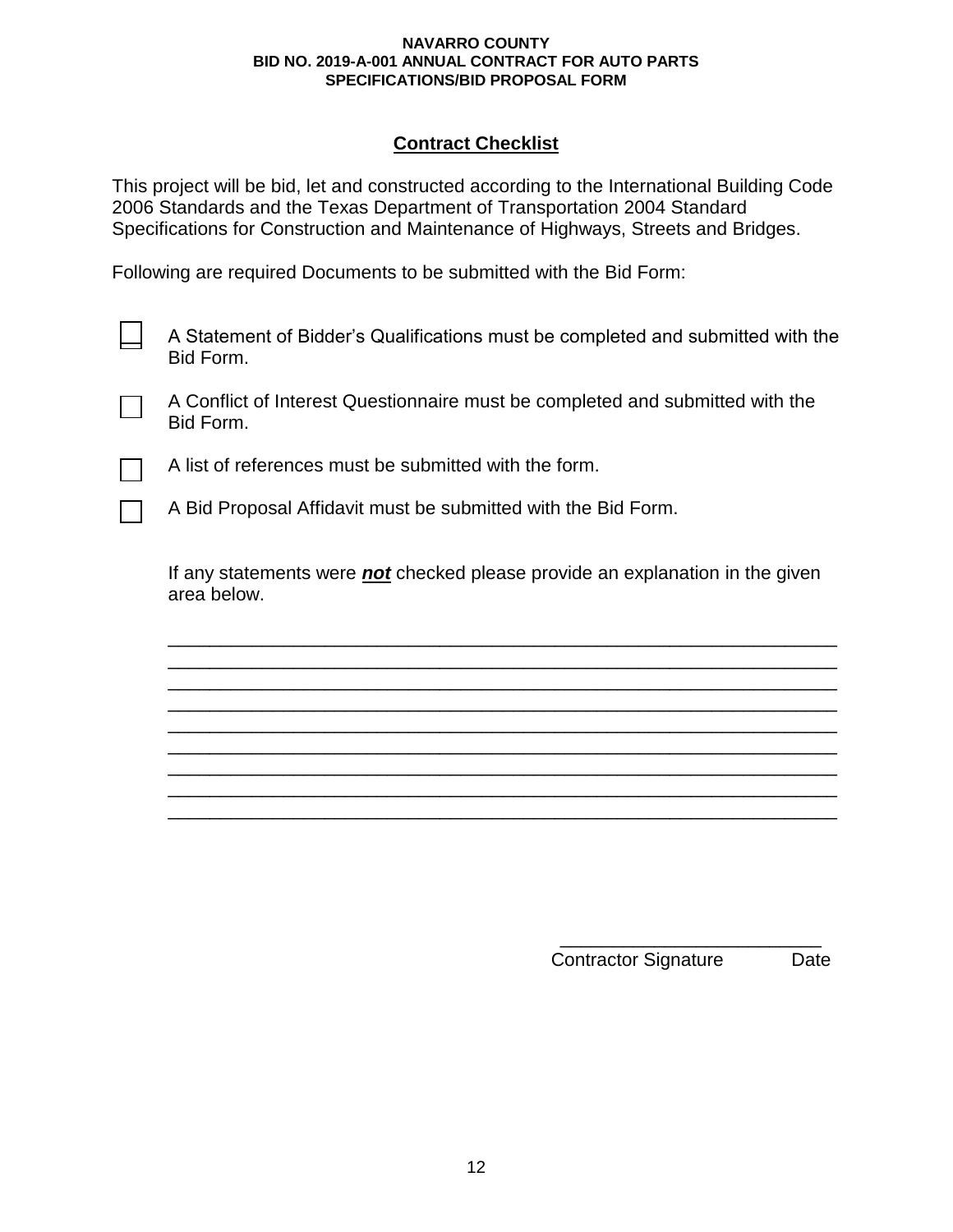## Contract Checklist

This project will be bid, let and constructed according to the International Building Code 2006 Standards and the Texas Department of Transportation 2004 Standard Specifications for Construction and Maintenance of Highways, Streets and Bridges.

Following are required Documents to be submitted with the Bid Form:

- [ ] A Statement of Bidder's Qualifications must be completed and submitted with the Bid Form.
- [ ] A Conflict of Interest Questionnaire must be completed and submitted with the Bid Form.
- [ ] A list of references must be submitted with the form.
- [ ] A Bid Proposal Affidavit must be submitted with the Bid Form.

If any statements were ***not*** checked please provide an explanation in the given area below.

_________________________________________________________________
_________________________________________________________________
_________________________________________________________________
_________________________________________________________________
_________________________________________________________________
_________________________________________________________________
_________________________________________________________________
_________________________________________________________________
_________________________________________________________________

_________________________
Contractor Signature Date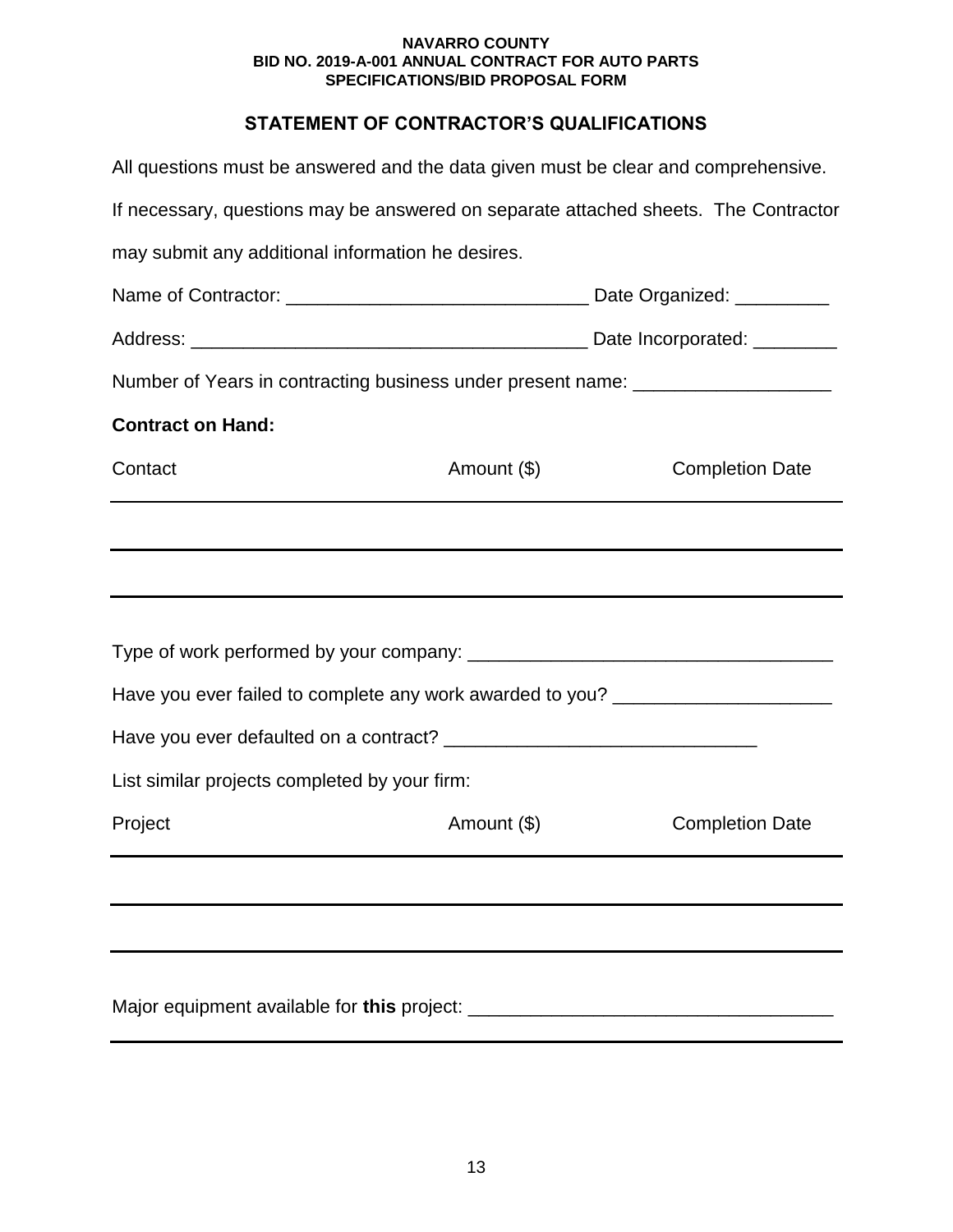NAVARRO COUNTY
BID NO. 2019-A-001 ANNUAL CONTRACT FOR AUTO PARTS
SPECIFICATIONS/BID PROPOSAL FORM

## STATEMENT OF CONTRACTOR'S QUALIFICATIONS

All questions must be answered and the data given must be clear and comprehensive. If necessary, questions may be answered on separate attached sheets. The Contractor may submit any additional information he desires.

Name of Contractor: _____________________________ Date Organized: _________

Address: ______________________________________ Date Incorporated: ________

Number of Years in contracting business under present name: ___________________

**Contract on Hand:**

| Contact | Amount ($) | Completion Date |
|---|---|---|
| | | |
| | | |
| | | |

Type of work performed by your company: ___________________________________

Have you ever failed to complete any work awarded to you? ____________________

Have you ever defaulted on a contract? ______________________________

List similar projects completed by your firm:

| Project | Amount ($) | Completion Date |
|---|---|---|
| | | |
| | | |
| | | |

Major equipment available for **this** project: ___________________________________